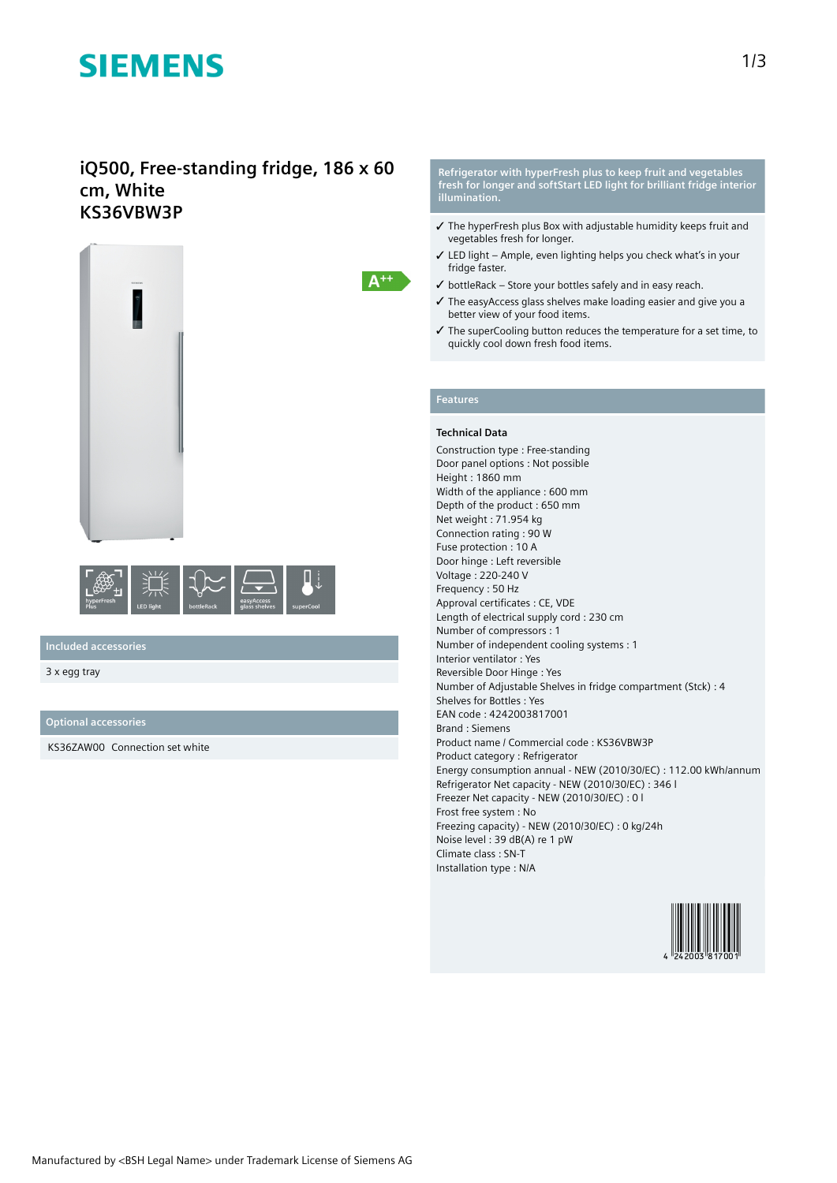SIEMENS

# iQ500, Free-standing fridge, 186 x 60 cm, White
## KS36VBW3P

A++

hyperFresh Plus | LED light | bottleRack | easyAccess glass shelves | superCool

## Included accessories

3 x egg tray

## Optional accessories

KS36ZAW00 Connection set white

## Refrigerator with hyperFresh plus to keep fruit and vegetables fresh for longer and softStart LED light for brilliant fridge interior illumination.

- ✓ The hyperFresh plus Box with adjustable humidity keeps fruit and vegetables fresh for longer.
- ✓ LED light – Ample, even lighting helps you check what's in your fridge faster.
- ✓ bottleRack – Store your bottles safely and in easy reach.
- ✓ The easyAccess glass shelves make loading easier and give you a better view of your food items.
- ✓ The superCooling button reduces the temperature for a set time, to quickly cool down fresh food items.

## Features

### Technical Data

Construction type : Free-standing
Door panel options : Not possible
Height : 1860 mm
Width of the appliance : 600 mm
Depth of the product : 650 mm
Net weight : 71.954 kg
Connection rating : 90 W
Fuse protection : 10 A
Door hinge : Left reversible
Voltage : 220-240 V
Frequency : 50 Hz
Approval certificates : CE, VDE
Length of electrical supply cord : 230 cm
Number of compressors : 1
Number of independent cooling systems : 1
Interior ventilator : Yes
Reversible Door Hinge : Yes
Number of Adjustable Shelves in fridge compartment (Stck) : 4
Shelves for Bottles : Yes
EAN code : 4242003817001
Brand : Siemens
Product name / Commercial code : KS36VBW3P
Product category : Refrigerator
Energy consumption annual - NEW (2010/30/EC) : 112.00 kWh/annum
Refrigerator Net capacity - NEW (2010/30/EC) : 346 l
Freezer Net capacity - NEW (2010/30/EC) : 0 l
Frost free system : No
Freezing capacity) - NEW (2010/30/EC) : 0 kg/24h
Noise level : 39 dB(A) re 1 pW
Climate class : SN-T
Installation type : N/A

4 242003 817001

Manufactured by <BSH Legal Name> under Trademark License of Siemens AG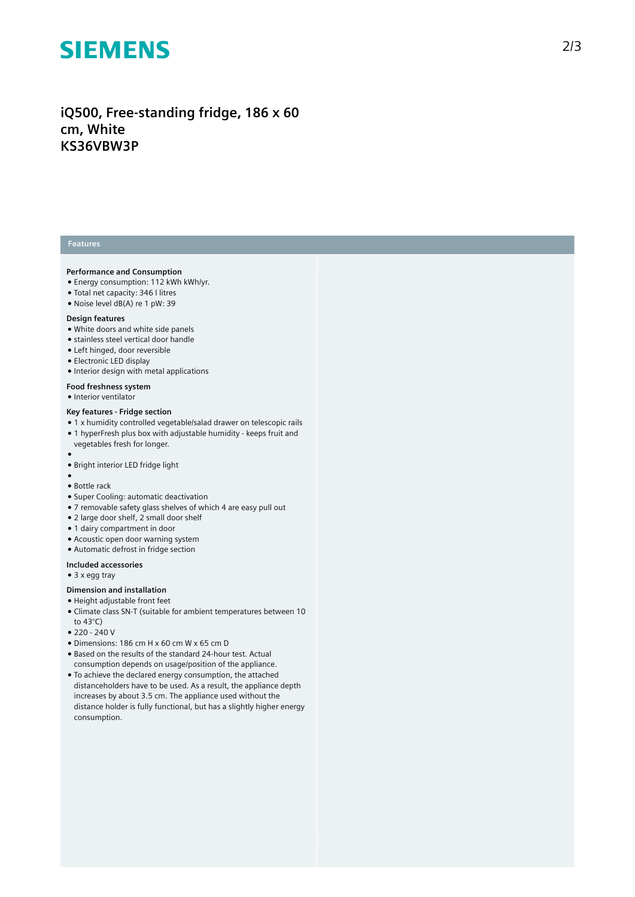SIEMENS

# iQ500, Free-standing fridge, 186 x 60 cm, White KS36VBW3P

## Features

### Performance and Consumption

- Energy consumption: 112 kWh kWh/yr.
- Total net capacity: 346 l litres
- Noise level dB(A) re 1 pW: 39

### Design features

- White doors and white side panels
- stainless steel vertical door handle
- Left hinged, door reversible
- Electronic LED display
- Interior design with metal applications

### Food freshness system

- Interior ventilator

### Key features - Fridge section

- 1 x humidity controlled vegetable/salad drawer on telescopic rails
- 1 hyperFresh plus box with adjustable humidity - keeps fruit and vegetables fresh for longer.
- 
- Bright interior LED fridge light
- 
- Bottle rack
- Super Cooling: automatic deactivation
- 7 removable safety glass shelves of which 4 are easy pull out
- 2 large door shelf, 2 small door shelf
- 1 dairy compartment in door
- Acoustic open door warning system
- Automatic defrost in fridge section

### Included accessories

- 3 x egg tray

### Dimension and installation

- Height adjustable front feet
- Climate class SN-T (suitable for ambient temperatures between 10 to 43°C)
- 220 - 240 V
- Dimensions: 186 cm H x 60 cm W x 65 cm D
- Based on the results of the standard 24-hour test. Actual consumption depends on usage/position of the appliance.
- To achieve the declared energy consumption, the attached distanceholders have to be used. As a result, the appliance depth increases by about 3.5 cm. The appliance used without the distance holder is fully functional, but has a slightly higher energy consumption.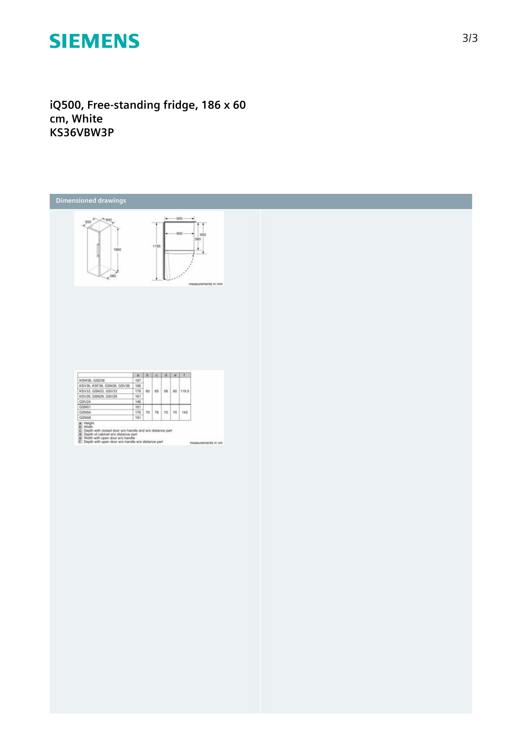# iQ500, Free-standing fridge, 186 x 60 cm, White
# KS36VBW3P

## Dimensioned drawings

650
600
1860
580
600
600
650
580
1195
measurements in mm

| | a | b | c | d | e | f |
|---|---|---|---|---|---|---|
| KSW36, GSD36 | 187 | 60 | 65 | 58 | 60 | 119.5 |
| KSV36, KSF36, GSN36, GSV36 | 186 | | | | | |
| KSV33, GSN33, GSV33 | 176 | | | | | |
| KSV29, GSN29, GSV29 | 161 | | | | | |
| GSV24 | 146 | | | | | |
| GSN51 | 161 | 70 | 78 | 70 | 70 | 142 |
| GSN54 | 176 | | | | | |
| GSN58 | 191 | | | | | |

a Height
b Width
c Depth with closed door w/o handle and w/o distance part
d Depth of cabinet w/o distance part
e Width with open door w/o handle
f Depth with open door w/o handle w/o distance part

measurements in cm